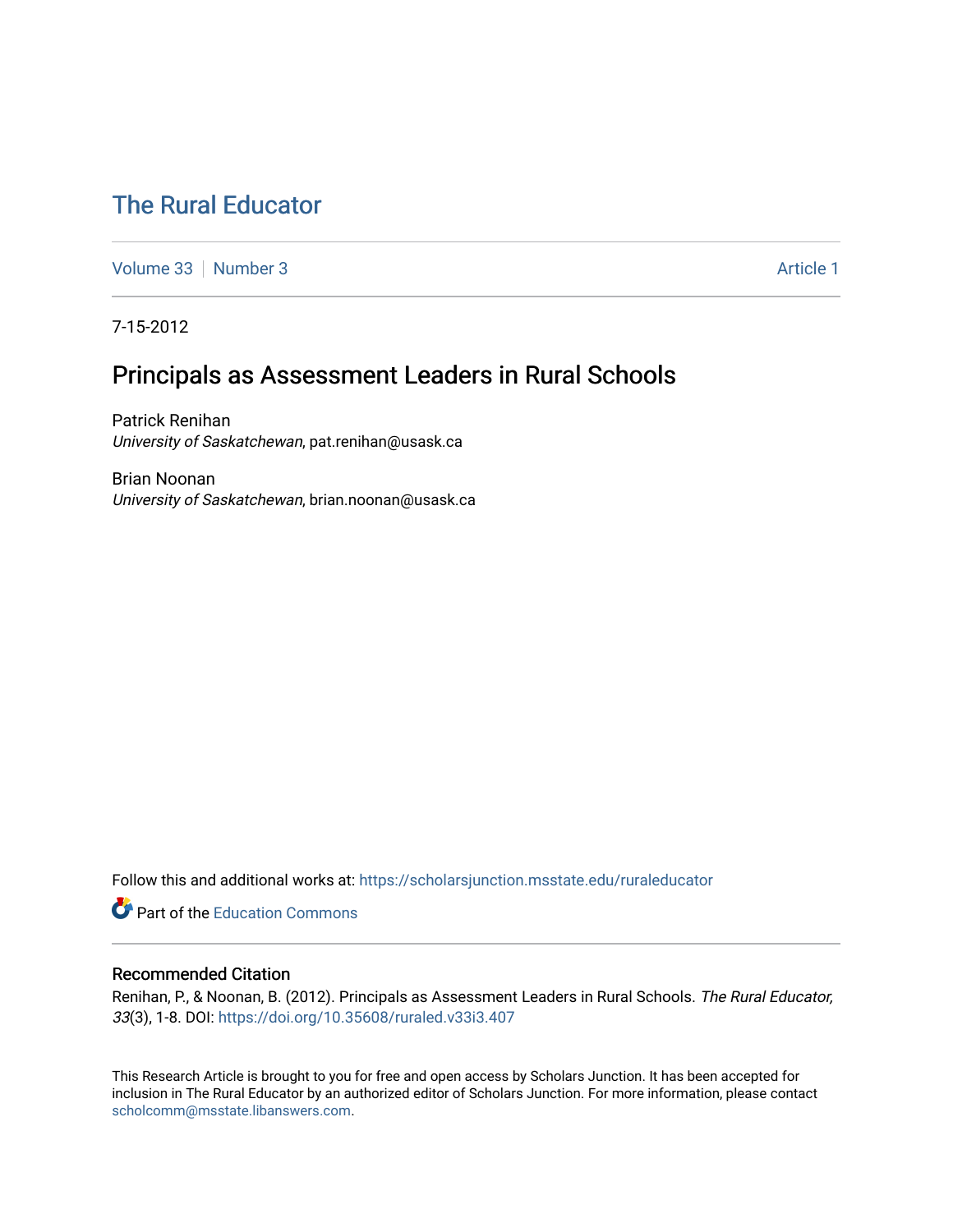# The Rural Educator

Volume 33 | Number 3 | Article 1

7-15-2012

## Principals as Assessment Leaders in Rural Schools

Patrick Renihan
*University of Saskatchewan*, pat.renihan@usask.ca

Brian Noonan
*University of Saskatchewan*, brian.noonan@usask.ca

Follow this and additional works at: https://scholarsjunction.msstate.edu/ruraleducator

Part of the Education Commons

### Recommended Citation

Renihan, P., & Noonan, B. (2012). Principals as Assessment Leaders in Rural Schools. *The Rural Educator, 33*(3), 1-8. DOI: https://doi.org/10.35608/ruraled.v33i3.407

This Research Article is brought to you for free and open access by Scholars Junction. It has been accepted for inclusion in The Rural Educator by an authorized editor of Scholars Junction. For more information, please contact scholcomm@msstate.libanswers.com.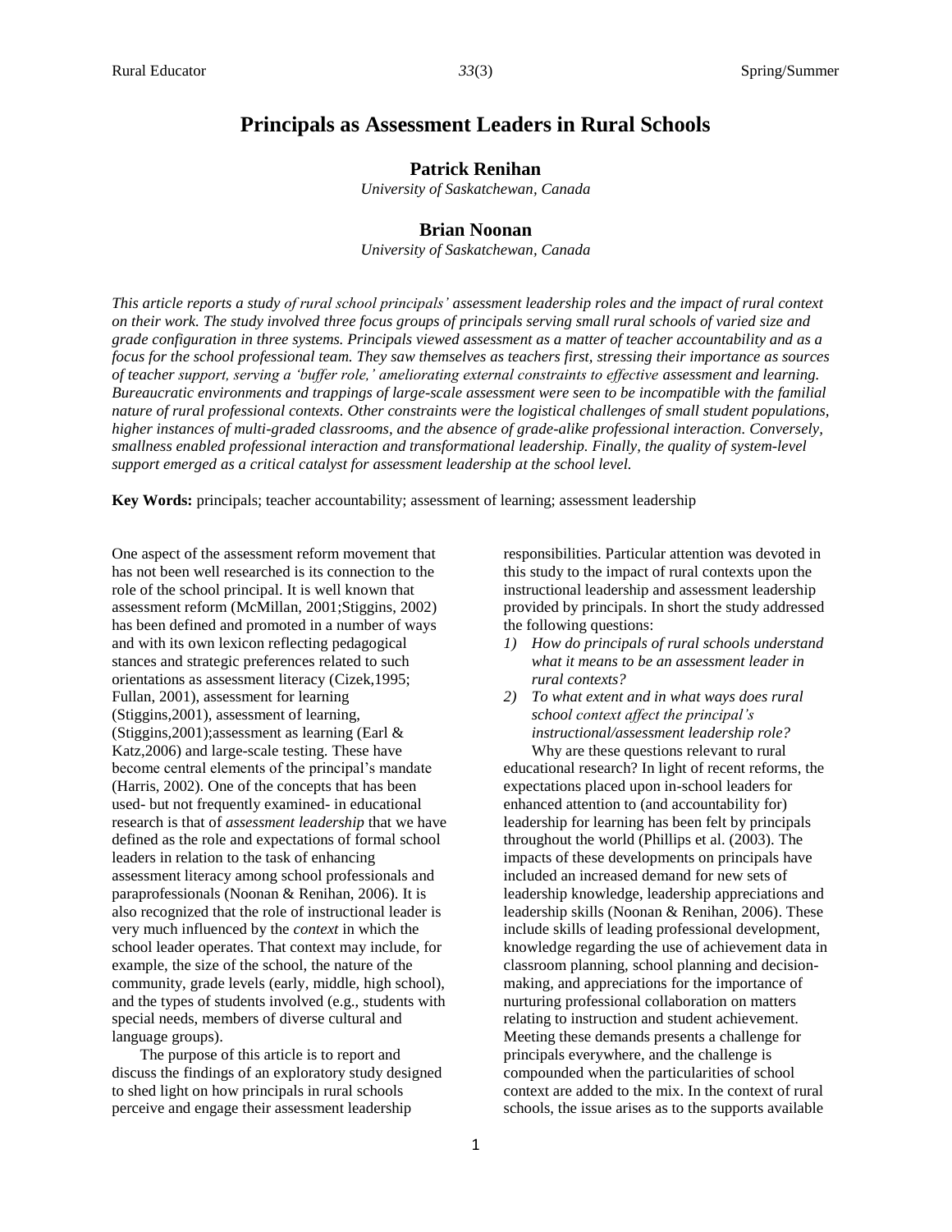# Principals as Assessment Leaders in Rural Schools

**Patrick Renihan**

*University of Saskatchewan, Canada*

**Brian Noonan**

*University of Saskatchewan, Canada*

*This article reports a study of rural school principals' assessment leadership roles and the impact of rural context on their work. The study involved three focus groups of principals serving small rural schools of varied size and grade configuration in three systems. Principals viewed assessment as a matter of teacher accountability and as a focus for the school professional team. They saw themselves as teachers first, stressing their importance as sources of teacher support, serving a 'buffer role,' ameliorating external constraints to effective assessment and learning. Bureaucratic environments and trappings of large-scale assessment were seen to be incompatible with the familial nature of rural professional contexts. Other constraints were the logistical challenges of small student populations, higher instances of multi-graded classrooms, and the absence of grade-alike professional interaction. Conversely, smallness enabled professional interaction and transformational leadership. Finally, the quality of system-level support emerged as a critical catalyst for assessment leadership at the school level.*

**Key Words:** principals; teacher accountability; assessment of learning; assessment leadership

One aspect of the assessment reform movement that has not been well researched is its connection to the role of the school principal. It is well known that assessment reform (McMillan, 2001;Stiggins, 2002) has been defined and promoted in a number of ways and with its own lexicon reflecting pedagogical stances and strategic preferences related to such orientations as assessment literacy (Cizek,1995; Fullan, 2001), assessment for learning (Stiggins,2001), assessment of learning, (Stiggins,2001);assessment as learning (Earl & Katz,2006) and large-scale testing. These have become central elements of the principal's mandate (Harris, 2002). One of the concepts that has been used- but not frequently examined- in educational research is that of *assessment leadership* that we have defined as the role and expectations of formal school leaders in relation to the task of enhancing assessment literacy among school professionals and paraprofessionals (Noonan & Renihan, 2006). It is also recognized that the role of instructional leader is very much influenced by the *context* in which the school leader operates. That context may include, for example, the size of the school, the nature of the community, grade levels (early, middle, high school), and the types of students involved (e.g., students with special needs, members of diverse cultural and language groups).

The purpose of this article is to report and discuss the findings of an exploratory study designed to shed light on how principals in rural schools perceive and engage their assessment leadership responsibilities. Particular attention was devoted in this study to the impact of rural contexts upon the instructional leadership and assessment leadership provided by principals. In short the study addressed the following questions:

1) *How do principals of rural schools understand what it means to be an assessment leader in rural contexts?*
2) *To what extent and in what ways does rural school context affect the principal's instructional/assessment leadership role?*

Why are these questions relevant to rural educational research? In light of recent reforms, the expectations placed upon in-school leaders for enhanced attention to (and accountability for) leadership for learning has been felt by principals throughout the world (Phillips et al. (2003). The impacts of these developments on principals have included an increased demand for new sets of leadership knowledge, leadership appreciations and leadership skills (Noonan & Renihan, 2006). These include skills of leading professional development, knowledge regarding the use of achievement data in classroom planning, school planning and decision-making, and appreciations for the importance of nurturing professional collaboration on matters relating to instruction and student achievement. Meeting these demands presents a challenge for principals everywhere, and the challenge is compounded when the particularities of school context are added to the mix. In the context of rural schools, the issue arises as to the supports available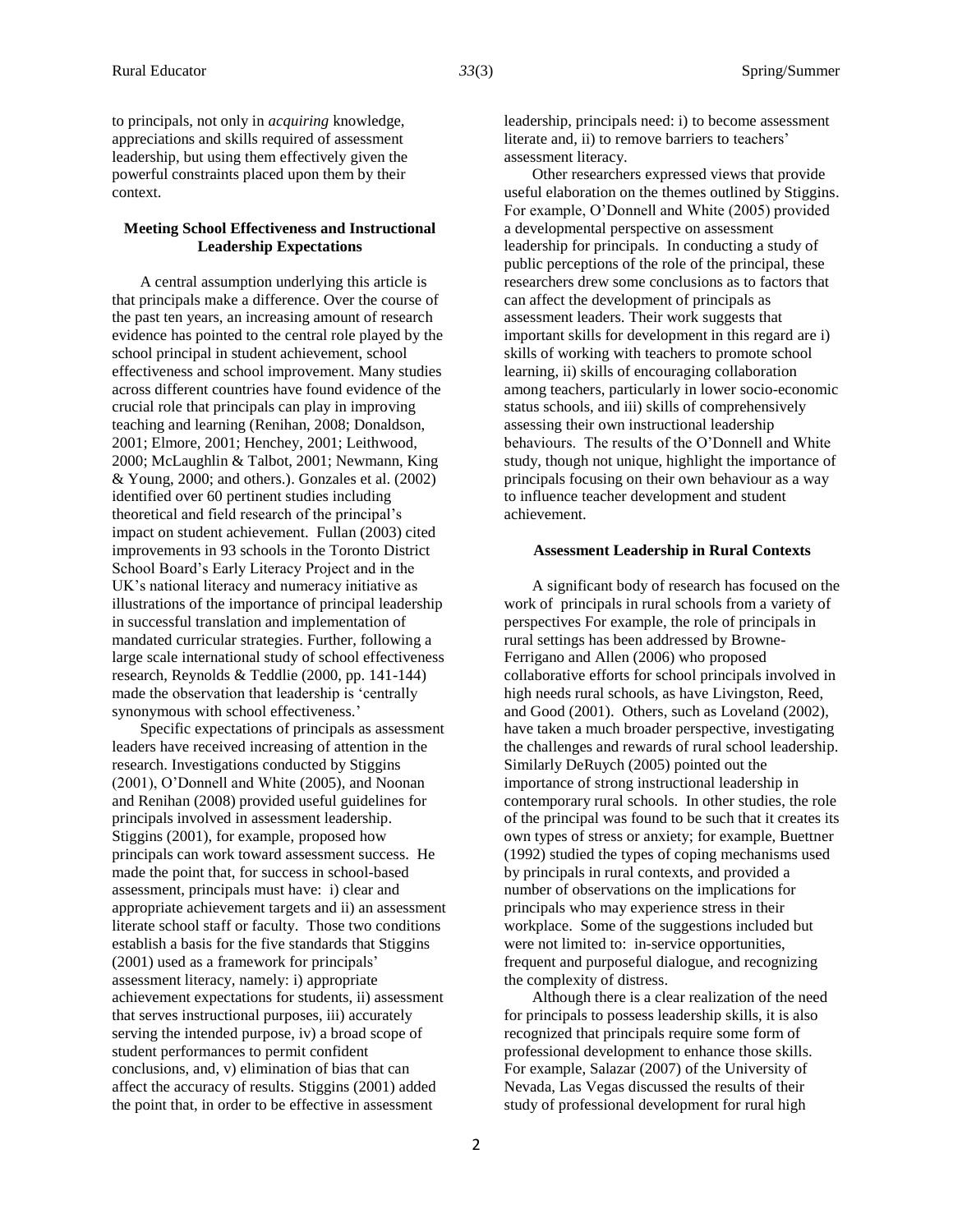to principals, not only in *acquiring* knowledge, appreciations and skills required of assessment leadership, but using them effectively given the powerful constraints placed upon them by their context.

### Meeting School Effectiveness and Instructional Leadership Expectations

A central assumption underlying this article is that principals make a difference. Over the course of the past ten years, an increasing amount of research evidence has pointed to the central role played by the school principal in student achievement, school effectiveness and school improvement. Many studies across different countries have found evidence of the crucial role that principals can play in improving teaching and learning (Renihan, 2008; Donaldson, 2001; Elmore, 2001; Henchey, 2001; Leithwood, 2000; McLaughlin & Talbot, 2001; Newmann, King & Young, 2000; and others.). Gonzales et al. (2002) identified over 60 pertinent studies including theoretical and field research of the principal's impact on student achievement. Fullan (2003) cited improvements in 93 schools in the Toronto District School Board's Early Literacy Project and in the UK's national literacy and numeracy initiative as illustrations of the importance of principal leadership in successful translation and implementation of mandated curricular strategies. Further, following a large scale international study of school effectiveness research, Reynolds & Teddlie (2000, pp. 141-144) made the observation that leadership is 'centrally synonymous with school effectiveness.'

Specific expectations of principals as assessment leaders have received increasing of attention in the research. Investigations conducted by Stiggins (2001), O'Donnell and White (2005), and Noonan and Renihan (2008) provided useful guidelines for principals involved in assessment leadership. Stiggins (2001), for example, proposed how principals can work toward assessment success. He made the point that, for success in school-based assessment, principals must have: i) clear and appropriate achievement targets and ii) an assessment literate school staff or faculty. Those two conditions establish a basis for the five standards that Stiggins (2001) used as a framework for principals' assessment literacy, namely: i) appropriate achievement expectations for students, ii) assessment that serves instructional purposes, iii) accurately serving the intended purpose, iv) a broad scope of student performances to permit confident conclusions, and, v) elimination of bias that can affect the accuracy of results. Stiggins (2001) added the point that, in order to be effective in assessment leadership, principals need: i) to become assessment literate and, ii) to remove barriers to teachers' assessment literacy.

Other researchers expressed views that provide useful elaboration on the themes outlined by Stiggins. For example, O'Donnell and White (2005) provided a developmental perspective on assessment leadership for principals. In conducting a study of public perceptions of the role of the principal, these researchers drew some conclusions as to factors that can affect the development of principals as assessment leaders. Their work suggests that important skills for development in this regard are i) skills of working with teachers to promote school learning, ii) skills of encouraging collaboration among teachers, particularly in lower socio-economic status schools, and iii) skills of comprehensively assessing their own instructional leadership behaviours. The results of the O'Donnell and White study, though not unique, highlight the importance of principals focusing on their own behaviour as a way to influence teacher development and student achievement.

### Assessment Leadership in Rural Contexts

A significant body of research has focused on the work of principals in rural schools from a variety of perspectives For example, the role of principals in rural settings has been addressed by Browne-Ferrigano and Allen (2006) who proposed collaborative efforts for school principals involved in high needs rural schools, as have Livingston, Reed, and Good (2001). Others, such as Loveland (2002), have taken a much broader perspective, investigating the challenges and rewards of rural school leadership. Similarly DeRuych (2005) pointed out the importance of strong instructional leadership in contemporary rural schools. In other studies, the role of the principal was found to be such that it creates its own types of stress or anxiety; for example, Buettner (1992) studied the types of coping mechanisms used by principals in rural contexts, and provided a number of observations on the implications for principals who may experience stress in their workplace. Some of the suggestions included but were not limited to: in-service opportunities, frequent and purposeful dialogue, and recognizing the complexity of distress.

Although there is a clear realization of the need for principals to possess leadership skills, it is also recognized that principals require some form of professional development to enhance those skills. For example, Salazar (2007) of the University of Nevada, Las Vegas discussed the results of their study of professional development for rural high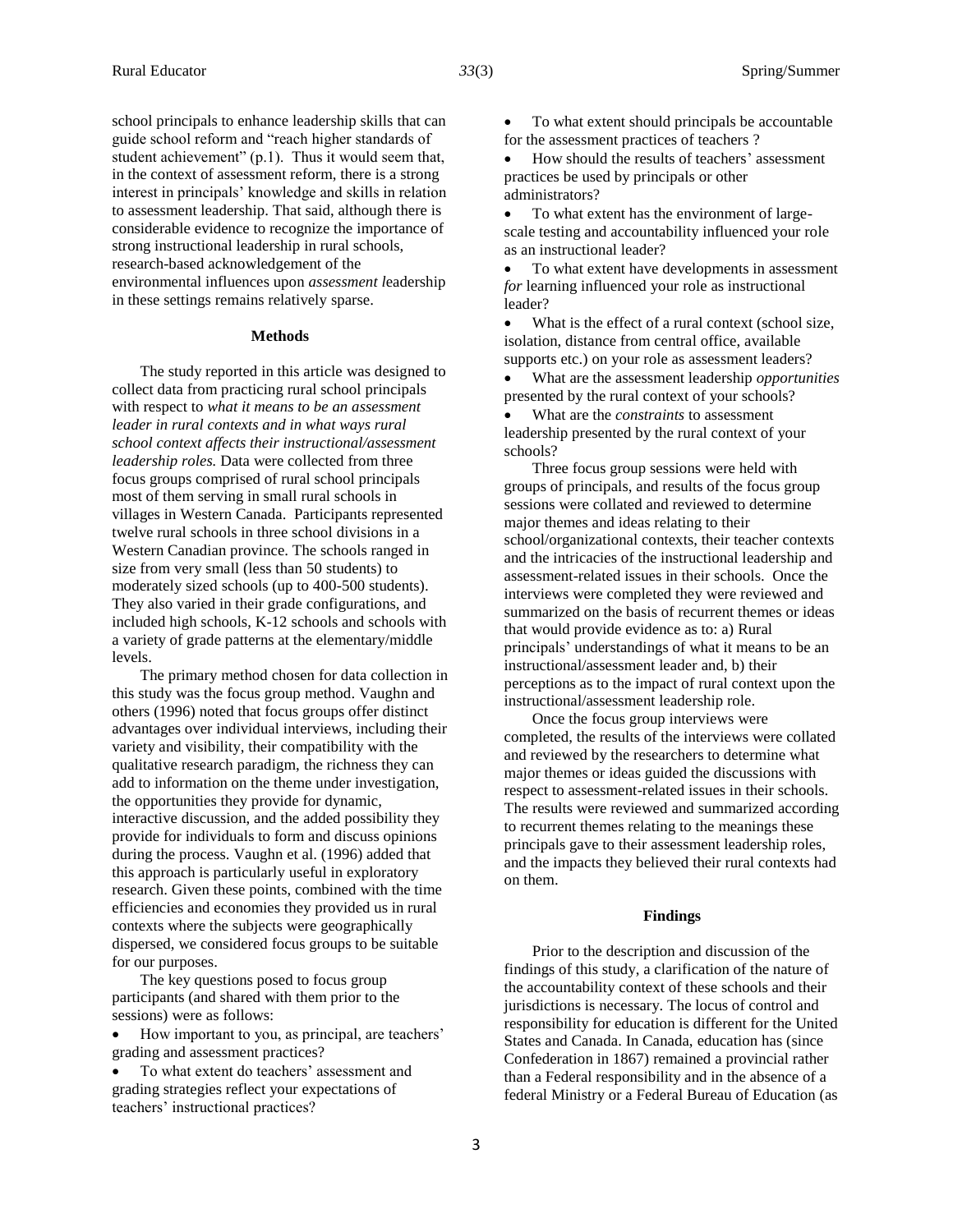school principals to enhance leadership skills that can guide school reform and "reach higher standards of student achievement" (p.1). Thus it would seem that, in the context of assessment reform, there is a strong interest in principals' knowledge and skills in relation to assessment leadership. That said, although there is considerable evidence to recognize the importance of strong instructional leadership in rural schools, research-based acknowledgement of the environmental influences upon *assessment l*eadership in these settings remains relatively sparse.

## Methods

The study reported in this article was designed to collect data from practicing rural school principals with respect to *what it means to be an assessment leader in rural contexts and in what ways rural school context affects their instructional/assessment leadership roles.* Data were collected from three focus groups comprised of rural school principals most of them serving in small rural schools in villages in Western Canada. Participants represented twelve rural schools in three school divisions in a Western Canadian province. The schools ranged in size from very small (less than 50 students) to moderately sized schools (up to 400-500 students). They also varied in their grade configurations, and included high schools, K-12 schools and schools with a variety of grade patterns at the elementary/middle levels.

The primary method chosen for data collection in this study was the focus group method. Vaughn and others (1996) noted that focus groups offer distinct advantages over individual interviews, including their variety and visibility, their compatibility with the qualitative research paradigm, the richness they can add to information on the theme under investigation, the opportunities they provide for dynamic, interactive discussion, and the added possibility they provide for individuals to form and discuss opinions during the process. Vaughn et al. (1996) added that this approach is particularly useful in exploratory research. Given these points, combined with the time efficiencies and economies they provided us in rural contexts where the subjects were geographically dispersed, we considered focus groups to be suitable for our purposes.

The key questions posed to focus group participants (and shared with them prior to the sessions) were as follows:

- How important to you, as principal, are teachers' grading and assessment practices?
- To what extent do teachers' assessment and grading strategies reflect your expectations of teachers' instructional practices?
- To what extent should principals be accountable for the assessment practices of teachers ?
- How should the results of teachers' assessment practices be used by principals or other administrators?
- To what extent has the environment of large-scale testing and accountability influenced your role as an instructional leader?
- To what extent have developments in assessment *for* learning influenced your role as instructional leader?
- What is the effect of a rural context (school size, isolation, distance from central office, available supports etc.) on your role as assessment leaders?
- What are the assessment leadership *opportunities* presented by the rural context of your schools?
- What are the *constraints* to assessment leadership presented by the rural context of your schools?

Three focus group sessions were held with groups of principals, and results of the focus group sessions were collated and reviewed to determine major themes and ideas relating to their school/organizational contexts, their teacher contexts and the intricacies of the instructional leadership and assessment-related issues in their schools. Once the interviews were completed they were reviewed and summarized on the basis of recurrent themes or ideas that would provide evidence as to: a) Rural principals' understandings of what it means to be an instructional/assessment leader and, b) their perceptions as to the impact of rural context upon the instructional/assessment leadership role.

Once the focus group interviews were completed, the results of the interviews were collated and reviewed by the researchers to determine what major themes or ideas guided the discussions with respect to assessment-related issues in their schools. The results were reviewed and summarized according to recurrent themes relating to the meanings these principals gave to their assessment leadership roles, and the impacts they believed their rural contexts had on them.

## Findings

Prior to the description and discussion of the findings of this study, a clarification of the nature of the accountability context of these schools and their jurisdictions is necessary. The locus of control and responsibility for education is different for the United States and Canada. In Canada, education has (since Confederation in 1867) remained a provincial rather than a Federal responsibility and in the absence of a federal Ministry or a Federal Bureau of Education (as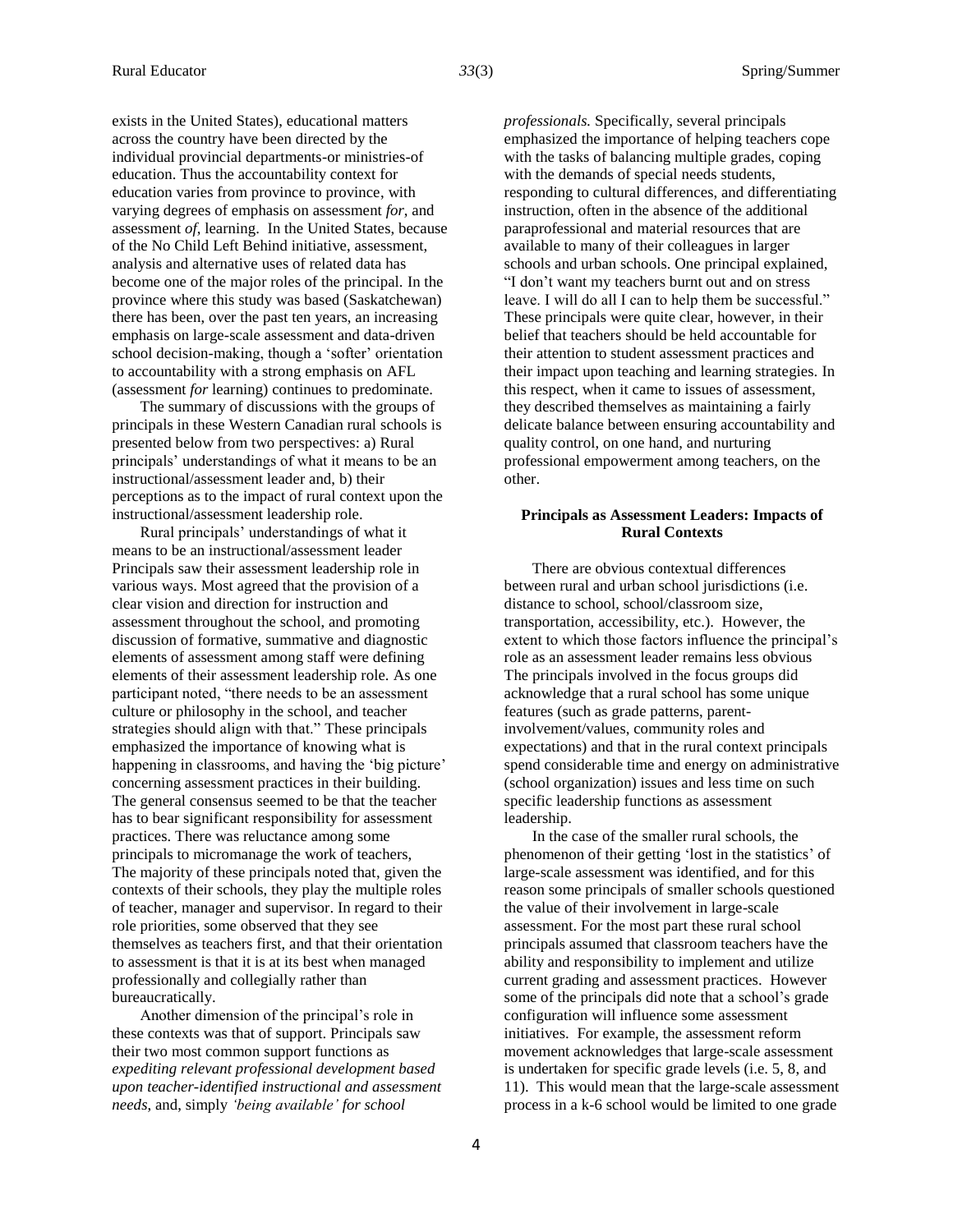exists in the United States), educational matters across the country have been directed by the individual provincial departments-or ministries-of education. Thus the accountability context for education varies from province to province, with varying degrees of emphasis on assessment *for*, and assessment *of*, learning. In the United States, because of the No Child Left Behind initiative, assessment, analysis and alternative uses of related data has become one of the major roles of the principal. In the province where this study was based (Saskatchewan) there has been, over the past ten years, an increasing emphasis on large-scale assessment and data-driven school decision-making, though a 'softer' orientation to accountability with a strong emphasis on AFL (assessment *for* learning) continues to predominate.

The summary of discussions with the groups of principals in these Western Canadian rural schools is presented below from two perspectives: a) Rural principals' understandings of what it means to be an instructional/assessment leader and, b) their perceptions as to the impact of rural context upon the instructional/assessment leadership role.

Rural principals' understandings of what it means to be an instructional/assessment leader Principals saw their assessment leadership role in various ways. Most agreed that the provision of a clear vision and direction for instruction and assessment throughout the school, and promoting discussion of formative, summative and diagnostic elements of assessment among staff were defining elements of their assessment leadership role. As one participant noted, "there needs to be an assessment culture or philosophy in the school, and teacher strategies should align with that." These principals emphasized the importance of knowing what is happening in classrooms, and having the 'big picture' concerning assessment practices in their building. The general consensus seemed to be that the teacher has to bear significant responsibility for assessment practices. There was reluctance among some principals to micromanage the work of teachers, The majority of these principals noted that, given the contexts of their schools, they play the multiple roles of teacher, manager and supervisor. In regard to their role priorities, some observed that they see themselves as teachers first, and that their orientation to assessment is that it is at its best when managed professionally and collegially rather than bureaucratically.

Another dimension of the principal's role in these contexts was that of support. Principals saw their two most common support functions as *expediting relevant professional development based upon teacher-identified instructional and assessment needs*, and, simply *'being available' for school professionals.* Specifically, several principals emphasized the importance of helping teachers cope with the tasks of balancing multiple grades, coping with the demands of special needs students, responding to cultural differences, and differentiating instruction, often in the absence of the additional paraprofessional and material resources that are available to many of their colleagues in larger schools and urban schools. One principal explained, "I don't want my teachers burnt out and on stress leave. I will do all I can to help them be successful." These principals were quite clear, however, in their belief that teachers should be held accountable for their attention to student assessment practices and their impact upon teaching and learning strategies. In this respect, when it came to issues of assessment, they described themselves as maintaining a fairly delicate balance between ensuring accountability and quality control, on one hand, and nurturing professional empowerment among teachers, on the other.

### Principals as Assessment Leaders: Impacts of Rural Contexts

There are obvious contextual differences between rural and urban school jurisdictions (i.e. distance to school, school/classroom size, transportation, accessibility, etc.). However, the extent to which those factors influence the principal's role as an assessment leader remains less obvious The principals involved in the focus groups did acknowledge that a rural school has some unique features (such as grade patterns, parent-involvement/values, community roles and expectations) and that in the rural context principals spend considerable time and energy on administrative (school organization) issues and less time on such specific leadership functions as assessment leadership.

In the case of the smaller rural schools, the phenomenon of their getting 'lost in the statistics' of large-scale assessment was identified, and for this reason some principals of smaller schools questioned the value of their involvement in large-scale assessment. For the most part these rural school principals assumed that classroom teachers have the ability and responsibility to implement and utilize current grading and assessment practices. However some of the principals did note that a school's grade configuration will influence some assessment initiatives. For example, the assessment reform movement acknowledges that large-scale assessment is undertaken for specific grade levels (i.e. 5, 8, and 11). This would mean that the large-scale assessment process in a k-6 school would be limited to one grade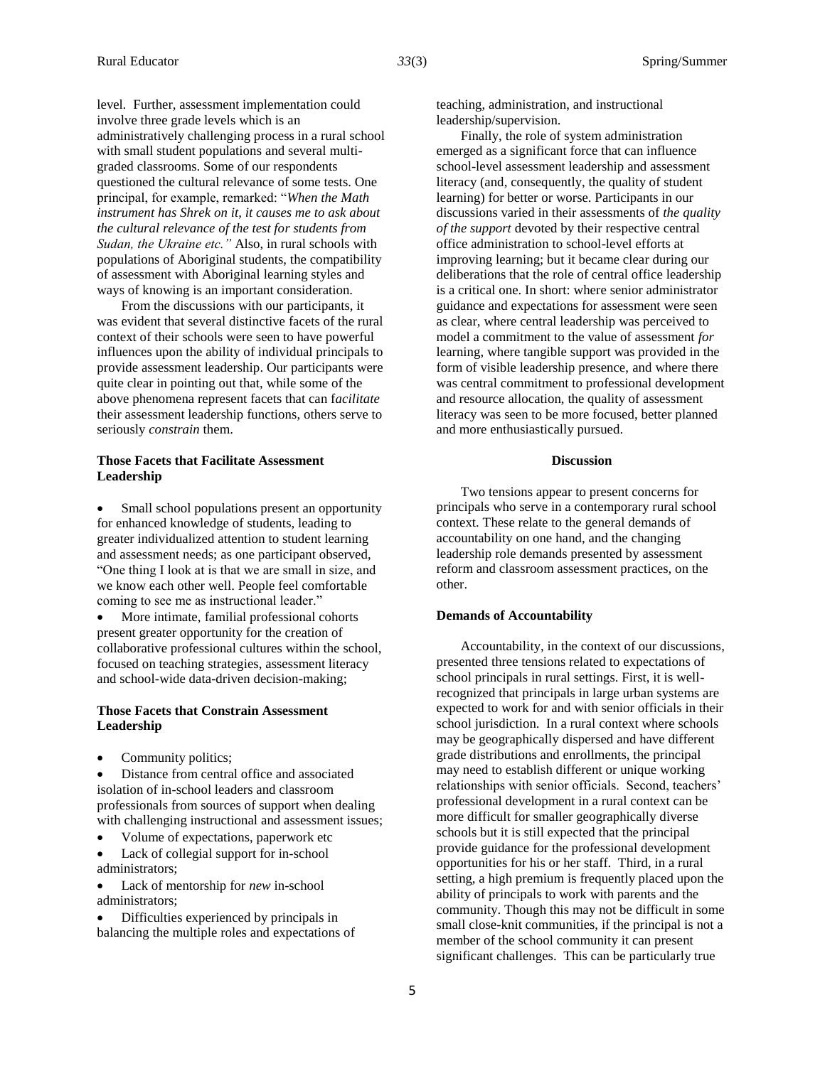level. Further, assessment implementation could involve three grade levels which is an administratively challenging process in a rural school with small student populations and several multi-graded classrooms. Some of our respondents questioned the cultural relevance of some tests. One principal, for example, remarked: "*When the Math instrument has Shrek on it, it causes me to ask about the cultural relevance of the test for students from Sudan, the Ukraine etc."* Also, in rural schools with populations of Aboriginal students, the compatibility of assessment with Aboriginal learning styles and ways of knowing is an important consideration.

From the discussions with our participants, it was evident that several distinctive facets of the rural context of their schools were seen to have powerful influences upon the ability of individual principals to provide assessment leadership. Our participants were quite clear in pointing out that, while some of the above phenomena represent facets that can f*acilitate* their assessment leadership functions, others serve to seriously *constrain* them.

**Those Facets that Facilitate Assessment Leadership**

- Small school populations present an opportunity for enhanced knowledge of students, leading to greater individualized attention to student learning and assessment needs; as one participant observed, "One thing I look at is that we are small in size, and we know each other well. People feel comfortable coming to see me as instructional leader."
- More intimate, familial professional cohorts present greater opportunity for the creation of collaborative professional cultures within the school, focused on teaching strategies, assessment literacy and school-wide data-driven decision-making;

**Those Facets that Constrain Assessment Leadership**

- Community politics;
- Distance from central office and associated isolation of in-school leaders and classroom professionals from sources of support when dealing with challenging instructional and assessment issues;
- Volume of expectations, paperwork etc
- Lack of collegial support for in-school administrators;
- Lack of mentorship for *new* in-school administrators;
- Difficulties experienced by principals in balancing the multiple roles and expectations of teaching, administration, and instructional leadership/supervision.

Finally, the role of system administration emerged as a significant force that can influence school-level assessment leadership and assessment literacy (and, consequently, the quality of student learning) for better or worse. Participants in our discussions varied in their assessments of *the quality of the support* devoted by their respective central office administration to school-level efforts at improving learning; but it became clear during our deliberations that the role of central office leadership is a critical one. In short: where senior administrator guidance and expectations for assessment were seen as clear, where central leadership was perceived to model a commitment to the value of assessment *for* learning, where tangible support was provided in the form of visible leadership presence, and where there was central commitment to professional development and resource allocation, the quality of assessment literacy was seen to be more focused, better planned and more enthusiastically pursued.

## Discussion

Two tensions appear to present concerns for principals who serve in a contemporary rural school context. These relate to the general demands of accountability on one hand, and the changing leadership role demands presented by assessment reform and classroom assessment practices, on the other.

**Demands of Accountability**

Accountability, in the context of our discussions, presented three tensions related to expectations of school principals in rural settings. First, it is well-recognized that principals in large urban systems are expected to work for and with senior officials in their school jurisdiction. In a rural context where schools may be geographically dispersed and have different grade distributions and enrollments, the principal may need to establish different or unique working relationships with senior officials. Second, teachers' professional development in a rural context can be more difficult for smaller geographically diverse schools but it is still expected that the principal provide guidance for the professional development opportunities for his or her staff. Third, in a rural setting, a high premium is frequently placed upon the ability of principals to work with parents and the community. Though this may not be difficult in some small close-knit communities, if the principal is not a member of the school community it can present significant challenges. This can be particularly true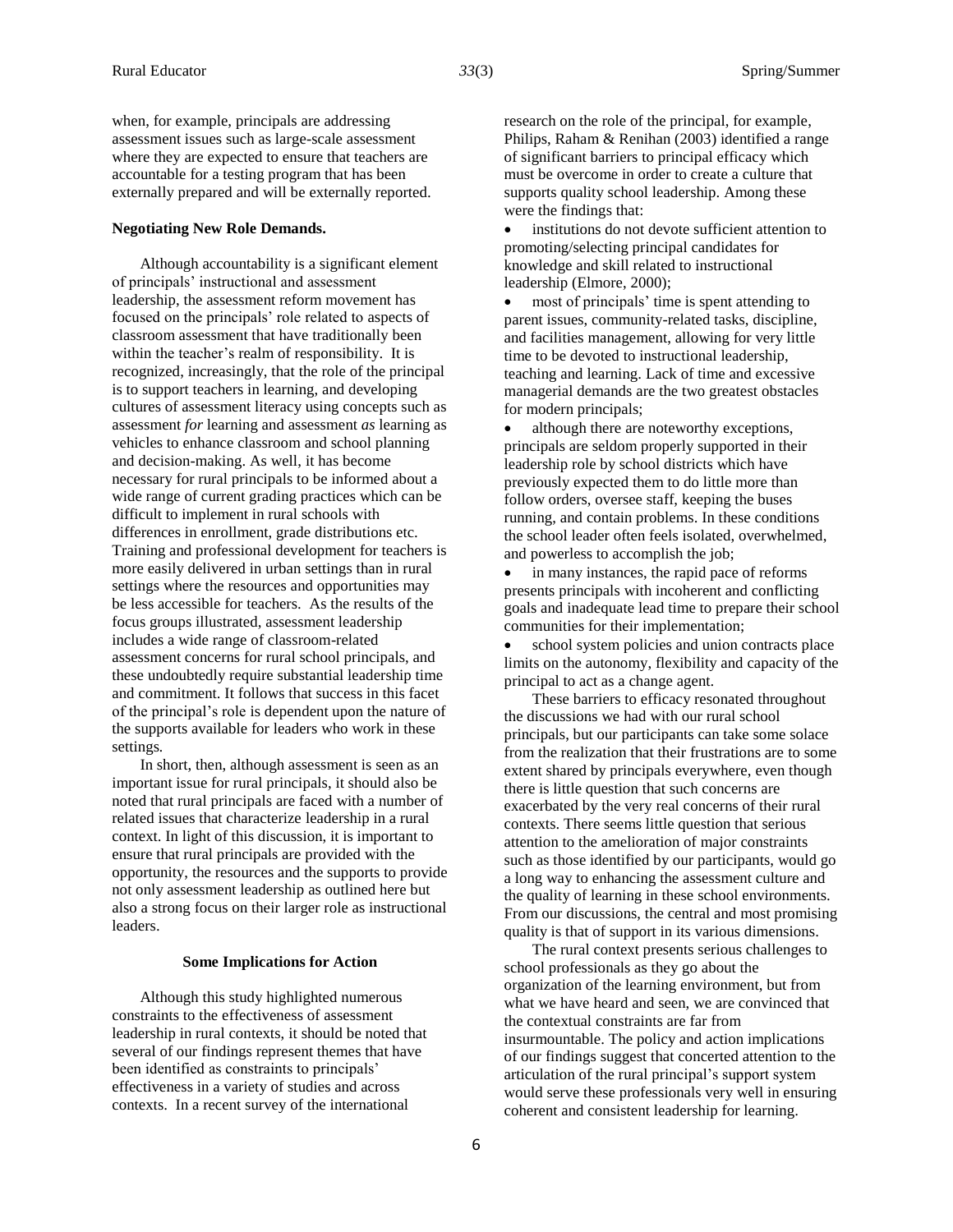when, for example, principals are addressing assessment issues such as large-scale assessment where they are expected to ensure that teachers are accountable for a testing program that has been externally prepared and will be externally reported.

**Negotiating New Role Demands.**

Although accountability is a significant element of principals' instructional and assessment leadership, the assessment reform movement has focused on the principals' role related to aspects of classroom assessment that have traditionally been within the teacher's realm of responsibility. It is recognized, increasingly, that the role of the principal is to support teachers in learning, and developing cultures of assessment literacy using concepts such as assessment *for* learning and assessment *as* learning as vehicles to enhance classroom and school planning and decision-making. As well, it has become necessary for rural principals to be informed about a wide range of current grading practices which can be difficult to implement in rural schools with differences in enrollment, grade distributions etc. Training and professional development for teachers is more easily delivered in urban settings than in rural settings where the resources and opportunities may be less accessible for teachers. As the results of the focus groups illustrated, assessment leadership includes a wide range of classroom-related assessment concerns for rural school principals, and these undoubtedly require substantial leadership time and commitment. It follows that success in this facet of the principal's role is dependent upon the nature of the supports available for leaders who work in these settings.

In short, then, although assessment is seen as an important issue for rural principals, it should also be noted that rural principals are faced with a number of related issues that characterize leadership in a rural context. In light of this discussion, it is important to ensure that rural principals are provided with the opportunity, the resources and the supports to provide not only assessment leadership as outlined here but also a strong focus on their larger role as instructional leaders.

## Some Implications for Action

Although this study highlighted numerous constraints to the effectiveness of assessment leadership in rural contexts, it should be noted that several of our findings represent themes that have been identified as constraints to principals' effectiveness in a variety of studies and across contexts. In a recent survey of the international research on the role of the principal, for example, Philips, Raham & Renihan (2003) identified a range of significant barriers to principal efficacy which must be overcome in order to create a culture that supports quality school leadership. Among these were the findings that:

- institutions do not devote sufficient attention to promoting/selecting principal candidates for knowledge and skill related to instructional leadership (Elmore, 2000);
- most of principals' time is spent attending to parent issues, community-related tasks, discipline, and facilities management, allowing for very little time to be devoted to instructional leadership, teaching and learning. Lack of time and excessive managerial demands are the two greatest obstacles for modern principals;
- although there are noteworthy exceptions, principals are seldom properly supported in their leadership role by school districts which have previously expected them to do little more than follow orders, oversee staff, keeping the buses running, and contain problems. In these conditions the school leader often feels isolated, overwhelmed, and powerless to accomplish the job;
- in many instances, the rapid pace of reforms presents principals with incoherent and conflicting goals and inadequate lead time to prepare their school communities for their implementation;
- school system policies and union contracts place limits on the autonomy, flexibility and capacity of the principal to act as a change agent.

These barriers to efficacy resonated throughout the discussions we had with our rural school principals, but our participants can take some solace from the realization that their frustrations are to some extent shared by principals everywhere, even though there is little question that such concerns are exacerbated by the very real concerns of their rural contexts. There seems little question that serious attention to the amelioration of major constraints such as those identified by our participants, would go a long way to enhancing the assessment culture and the quality of learning in these school environments. From our discussions, the central and most promising quality is that of support in its various dimensions.

The rural context presents serious challenges to school professionals as they go about the organization of the learning environment, but from what we have heard and seen, we are convinced that the contextual constraints are far from insurmountable. The policy and action implications of our findings suggest that concerted attention to the articulation of the rural principal's support system would serve these professionals very well in ensuring coherent and consistent leadership for learning.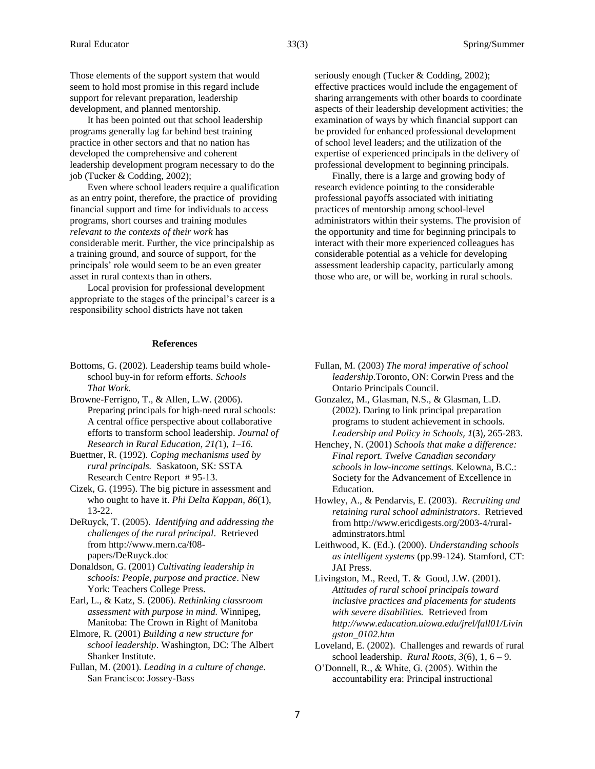Those elements of the support system that would seem to hold most promise in this regard include support for relevant preparation, leadership development, and planned mentorship.

It has been pointed out that school leadership programs generally lag far behind best training practice in other sectors and that no nation has developed the comprehensive and coherent leadership development program necessary to do the job (Tucker & Codding, 2002);

Even where school leaders require a qualification as an entry point, therefore, the practice of providing financial support and time for individuals to access programs, short courses and training modules *relevant to the contexts of their work* has considerable merit. Further, the vice principalship as a training ground, and source of support, for the principals' role would seem to be an even greater asset in rural contexts than in others.

Local provision for professional development appropriate to the stages of the principal's career is a responsibility school districts have not taken seriously enough (Tucker & Codding, 2002); effective practices would include the engagement of sharing arrangements with other boards to coordinate aspects of their leadership development activities; the examination of ways by which financial support can be provided for enhanced professional development of school level leaders; and the utilization of the expertise of experienced principals in the delivery of professional development to beginning principals.

Finally, there is a large and growing body of research evidence pointing to the considerable professional payoffs associated with initiating practices of mentorship among school-level administrators within their systems. The provision of the opportunity and time for beginning principals to interact with their more experienced colleagues has considerable potential as a vehicle for developing assessment leadership capacity, particularly among those who are, or will be, working in rural schools.

## References

Bottoms, G. (2002). Leadership teams build whole-school buy-in for reform efforts. *Schools That Work*.

Browne-Ferrigno, T., & Allen, L.W. (2006). Preparing principals for high-need rural schools: A central office perspective about collaborative efforts to transform school leadership. *Journal of Research in Rural Education, 21(*1), *1–16.*

Buettner, R. (1992). *Coping mechanisms used by rural principals.* Saskatoon, SK: SSTA Research Centre Report # 95-13.

Cizek, G. (1995). The big picture in assessment and who ought to have it. *Phi Delta Kappan, 86*(1), 13-22.

DeRuyck, T. (2005). *Identifying and addressing the challenges of the rural principal*. Retrieved from http://www.mern.ca/f08-papers/DeRuyck.doc

Donaldson, G. (2001) *Cultivating leadership in schools: People, purpose and practice*. New York: Teachers College Press.

Earl, L., & Katz, S. (2006). *Rethinking classroom assessment with purpose in mind.* Winnipeg, Manitoba: The Crown in Right of Manitoba

Elmore, R. (2001) *Building a new structure for school leadership*. Washington, DC: The Albert Shanker Institute.

Fullan, M. (2001). *Leading in a culture of change.* San Francisco: Jossey-Bass

Fullan, M. (2003) *The moral imperative of school leadership*.Toronto, ON: Corwin Press and the Ontario Principals Council.

Gonzalez, M., Glasman, N.S., & Glasman, L.D. (2002). Daring to link principal preparation programs to student achievement in schools. *Leadership and Policy in Schools, 1*(3)*,* 265-283.

Henchey, N. (2001) *Schools that make a difference: Final report. Twelve Canadian secondary schools in low-income settings.* Kelowna, B.C.: Society for the Advancement of Excellence in Education.

Howley, A., & Pendarvis, E. (2003). *Recruiting and retaining rural school administrators*. Retrieved from http://www.ericdigests.org/2003-4/rural-adminstrators.html

Leithwood, K. (Ed.). (2000). *Understanding schools as intelligent systems* (pp.99-124). Stamford, CT: JAI Press.

Livingston, M., Reed, T. & Good, J.W. (2001). *Attitudes of rural school principals toward inclusive practices and placements for students with severe disabilities.* Retrieved from *http://www.education.uiowa.edu/jrel/fall01/Livingston_0102.htm*

Loveland, E. (2002). Challenges and rewards of rural school leadership. *Rural Roots, 3*(6), 1, 6 – 9.

O'Donnell, R., & White, G. (2005). Within the accountability era: Principal instructional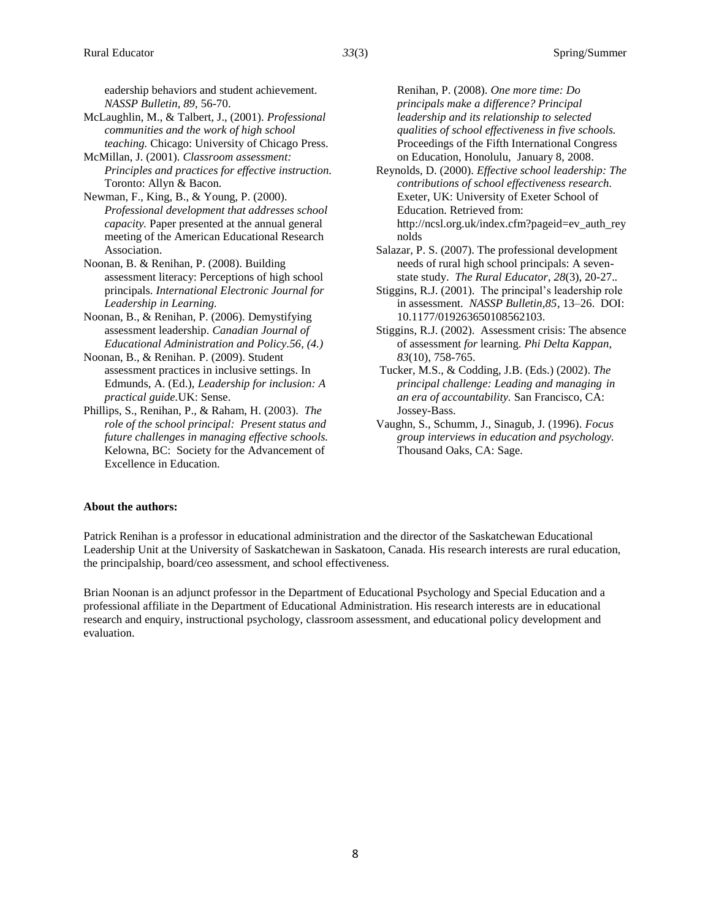eadership behaviors and student achievement. *NASSP Bulletin, 89*, 56-70.

McLaughlin, M., & Talbert, J., (2001). *Professional communities and the work of high school teaching.* Chicago: University of Chicago Press.

McMillan, J. (2001). *Classroom assessment: Principles and practices for effective instruction*. Toronto: Allyn & Bacon.

Newman, F., King, B., & Young, P. (2000). *Professional development that addresses school capacity.* Paper presented at the annual general meeting of the American Educational Research Association.

Noonan, B. & Renihan, P. (2008). Building assessment literacy: Perceptions of high school principals. *International Electronic Journal for Leadership in Learning.*

Noonan, B., & Renihan, P. (2006). Demystifying assessment leadership. *Canadian Journal of Educational Administration and Policy.56, (4.)*

Noonan, B., & Renihan. P. (2009). Student assessment practices in inclusive settings. In Edmunds, A. (Ed.), *Leadership for inclusion: A practical guide*.UK: Sense.

Phillips, S., Renihan, P., & Raham, H. (2003). *The role of the school principal: Present status and future challenges in managing effective schools.* Kelowna, BC: Society for the Advancement of Excellence in Education.

Renihan, P. (2008). *One more time: Do principals make a difference? Principal leadership and its relationship to selected qualities of school effectiveness in five schools.* Proceedings of the Fifth International Congress on Education, Honolulu, January 8, 2008.

Reynolds, D. (2000). *Effective school leadership: The contributions of school effectiveness research.* Exeter, UK: University of Exeter School of Education. Retrieved from: http://ncsl.org.uk/index.cfm?pageid=ev_auth_reynolds

Salazar, P. S. (2007). The professional development needs of rural high school principals: A seven-state study. *The Rural Educator, 28*(3), 20-27..

Stiggins, R.J. (2001). The principal's leadership role in assessment. *NASSP Bulletin,85*, 13–26. DOI: 10.1177/019263650108562103.

Stiggins, R.J. (2002). Assessment crisis: The absence of assessment *for* learning. *Phi Delta Kappan, 83*(10), 758-765.

Tucker, M.S., & Codding, J.B. (Eds.) (2002). *The principal challenge: Leading and managing in an era of accountability.* San Francisco, CA: Jossey-Bass.

Vaughn, S., Schumm, J., Sinagub, J. (1996). *Focus group interviews in education and psychology.* Thousand Oaks, CA: Sage.

**About the authors:**

Patrick Renihan is a professor in educational administration and the director of the Saskatchewan Educational Leadership Unit at the University of Saskatchewan in Saskatoon, Canada. His research interests are rural education, the principalship, board/ceo assessment, and school effectiveness.

Brian Noonan is an adjunct professor in the Department of Educational Psychology and Special Education and a professional affiliate in the Department of Educational Administration. His research interests are in educational research and enquiry, instructional psychology, classroom assessment, and educational policy development and evaluation.